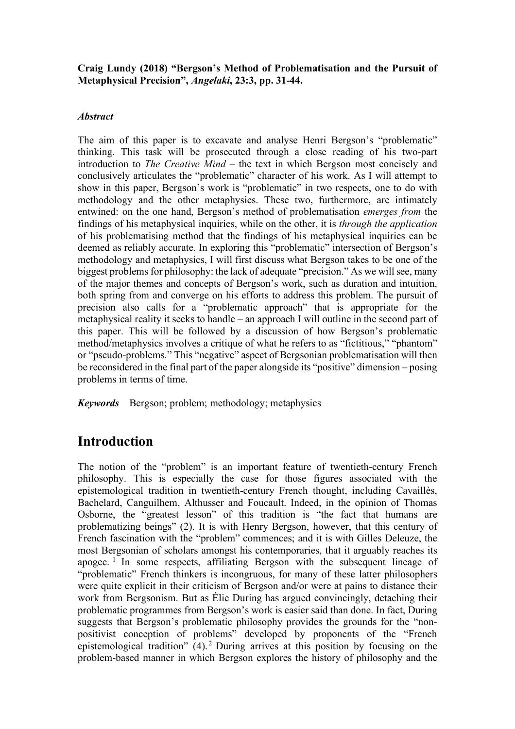**Craig Lundy (2018) "Bergson's Method of Problematisation and the Pursuit of Metaphysical Precision", *Angelaki*, 23:3, pp. 31-44.**

***Abstract***

The aim of this paper is to excavate and analyse Henri Bergson's "problematic" thinking. This task will be prosecuted through a close reading of his two-part introduction to *The Creative Mind* – the text in which Bergson most concisely and conclusively articulates the "problematic" character of his work. As I will attempt to show in this paper, Bergson's work is "problematic" in two respects, one to do with methodology and the other metaphysics. These two, furthermore, are intimately entwined: on the one hand, Bergson's method of problematisation *emerges from* the findings of his metaphysical inquiries, while on the other, it is *through the application* of his problematising method that the findings of his metaphysical inquiries can be deemed as reliably accurate. In exploring this "problematic" intersection of Bergson's methodology and metaphysics, I will first discuss what Bergson takes to be one of the biggest problems for philosophy: the lack of adequate "precision." As we will see, many of the major themes and concepts of Bergson's work, such as duration and intuition, both spring from and converge on his efforts to address this problem. The pursuit of precision also calls for a "problematic approach" that is appropriate for the metaphysical reality it seeks to handle – an approach I will outline in the second part of this paper. This will be followed by a discussion of how Bergson's problematic method/metaphysics involves a critique of what he refers to as "fictitious," "phantom" or "pseudo-problems." This "negative" aspect of Bergsonian problematisation will then be reconsidered in the final part of the paper alongside its "positive" dimension – posing problems in terms of time.

***Keywords*** Bergson; problem; methodology; metaphysics

# Introduction

The notion of the "problem" is an important feature of twentieth-century French philosophy. This is especially the case for those figures associated with the epistemological tradition in twentieth-century French thought, including Cavaillès, Bachelard, Canguilhem, Althusser and Foucault. Indeed, in the opinion of Thomas Osborne, the "greatest lesson" of this tradition is "the fact that humans are problematizing beings" (2). It is with Henry Bergson, however, that this century of French fascination with the "problem" commences; and it is with Gilles Deleuze, the most Bergsonian of scholars amongst his contemporaries, that it arguably reaches its apogee. [1] In some respects, affiliating Bergson with the subsequent lineage of "problematic" French thinkers is incongruous, for many of these latter philosophers were quite explicit in their criticism of Bergson and/or were at pains to distance their work from Bergsonism. But as Élie During has argued convincingly, detaching their problematic programmes from Bergson's work is easier said than done. In fact, During suggests that Bergson's problematic philosophy provides the grounds for the "non-positivist conception of problems" developed by proponents of the "French epistemological tradition" (4). [2] During arrives at this position by focusing on the problem-based manner in which Bergson explores the history of philosophy and the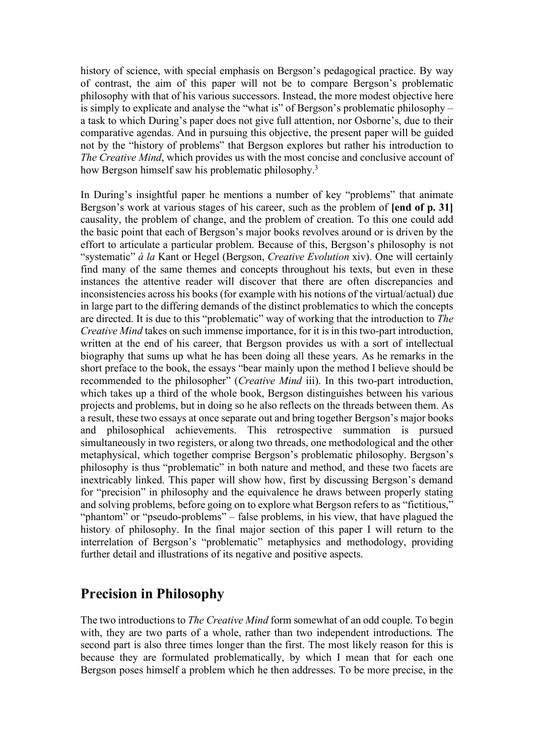history of science, with special emphasis on Bergson's pedagogical practice. By way of contrast, the aim of this paper will not be to compare Bergson's problematic philosophy with that of his various successors. Instead, the more modest objective here is simply to explicate and analyse the "what is" of Bergson's problematic philosophy – a task to which During's paper does not give full attention, nor Osborne's, due to their comparative agendas. And in pursuing this objective, the present paper will be guided not by the "history of problems" that Bergson explores but rather his introduction to *The Creative Mind*, which provides us with the most concise and conclusive account of how Bergson himself saw his problematic philosophy.[3]

In During's insightful paper he mentions a number of key "problems" that animate Bergson's work at various stages of his career, such as the problem of **[end of p. 31]** causality, the problem of change, and the problem of creation. To this one could add the basic point that each of Bergson's major books revolves around or is driven by the effort to articulate a particular problem. Because of this, Bergson's philosophy is not "systematic" *à la* Kant or Hegel (Bergson, *Creative Evolution* xiv). One will certainly find many of the same themes and concepts throughout his texts, but even in these instances the attentive reader will discover that there are often discrepancies and inconsistencies across his books (for example with his notions of the virtual/actual) due in large part to the differing demands of the distinct problematics to which the concepts are directed. It is due to this "problematic" way of working that the introduction to *The Creative Mind* takes on such immense importance, for it is in this two-part introduction, written at the end of his career, that Bergson provides us with a sort of intellectual biography that sums up what he has been doing all these years. As he remarks in the short preface to the book, the essays "bear mainly upon the method I believe should be recommended to the philosopher" (*Creative Mind* iii). In this two-part introduction, which takes up a third of the whole book, Bergson distinguishes between his various projects and problems, but in doing so he also reflects on the threads between them. As a result, these two essays at once separate out and bring together Bergson's major books and philosophical achievements. This retrospective summation is pursued simultaneously in two registers, or along two threads, one methodological and the other metaphysical, which together comprise Bergson's problematic philosophy. Bergson's philosophy is thus "problematic" in both nature and method, and these two facets are inextricably linked. This paper will show how, first by discussing Bergson's demand for "precision" in philosophy and the equivalence he draws between properly stating and solving problems, before going on to explore what Bergson refers to as "fictitious," "phantom" or "pseudo-problems" – false problems, in his view, that have plagued the history of philosophy. In the final major section of this paper I will return to the interrelation of Bergson's "problematic" metaphysics and methodology, providing further detail and illustrations of its negative and positive aspects.

## Precision in Philosophy

The two introductions to *The Creative Mind* form somewhat of an odd couple. To begin with, they are two parts of a whole, rather than two independent introductions. The second part is also three times longer than the first. The most likely reason for this is because they are formulated problematically, by which I mean that for each one Bergson poses himself a problem which he then addresses. To be more precise, in the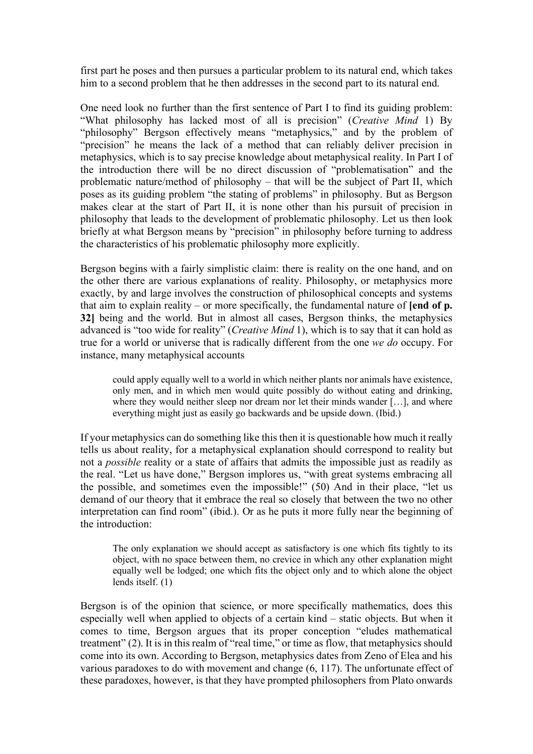first part he poses and then pursues a particular problem to its natural end, which takes him to a second problem that he then addresses in the second part to its natural end.

One need look no further than the first sentence of Part I to find its guiding problem: "What philosophy has lacked most of all is precision" (*Creative Mind* 1) By "philosophy" Bergson effectively means "metaphysics," and by the problem of "precision" he means the lack of a method that can reliably deliver precision in metaphysics, which is to say precise knowledge about metaphysical reality. In Part I of the introduction there will be no direct discussion of "problematisation" and the problematic nature/method of philosophy – that will be the subject of Part II, which poses as its guiding problem "the stating of problems" in philosophy. But as Bergson makes clear at the start of Part II, it is none other than his pursuit of precision in philosophy that leads to the development of problematic philosophy. Let us then look briefly at what Bergson means by "precision" in philosophy before turning to address the characteristics of his problematic philosophy more explicitly.

Bergson begins with a fairly simplistic claim: there is reality on the one hand, and on the other there are various explanations of reality. Philosophy, or metaphysics more exactly, by and large involves the construction of philosophical concepts and systems that aim to explain reality – or more specifically, the fundamental nature of **[end of p. 32]** being and the world. But in almost all cases, Bergson thinks, the metaphysics advanced is "too wide for reality" (*Creative Mind* 1), which is to say that it can hold as true for a world or universe that is radically different from the one *we do* occupy. For instance, many metaphysical accounts

> could apply equally well to a world in which neither plants nor animals have existence, only men, and in which men would quite possibly do without eating and drinking, where they would neither sleep nor dream nor let their minds wander […], and where everything might just as easily go backwards and be upside down. (Ibid.)

If your metaphysics can do something like this then it is questionable how much it really tells us about reality, for a metaphysical explanation should correspond to reality but not a *possible* reality or a state of affairs that admits the impossible just as readily as the real. "Let us have done," Bergson implores us, "with great systems embracing all the possible, and sometimes even the impossible!" (50) And in their place, "let us demand of our theory that it embrace the real so closely that between the two no other interpretation can find room" (ibid.). Or as he puts it more fully near the beginning of the introduction:

> The only explanation we should accept as satisfactory is one which fits tightly to its object, with no space between them, no crevice in which any other explanation might equally well be lodged; one which fits the object only and to which alone the object lends itself. (1)

Bergson is of the opinion that science, or more specifically mathematics, does this especially well when applied to objects of a certain kind – static objects. But when it comes to time, Bergson argues that its proper conception "eludes mathematical treatment" (2). It is in this realm of "real time," or time as flow, that metaphysics should come into its own. According to Bergson, metaphysics dates from Zeno of Elea and his various paradoxes to do with movement and change (6, 117). The unfortunate effect of these paradoxes, however, is that they have prompted philosophers from Plato onwards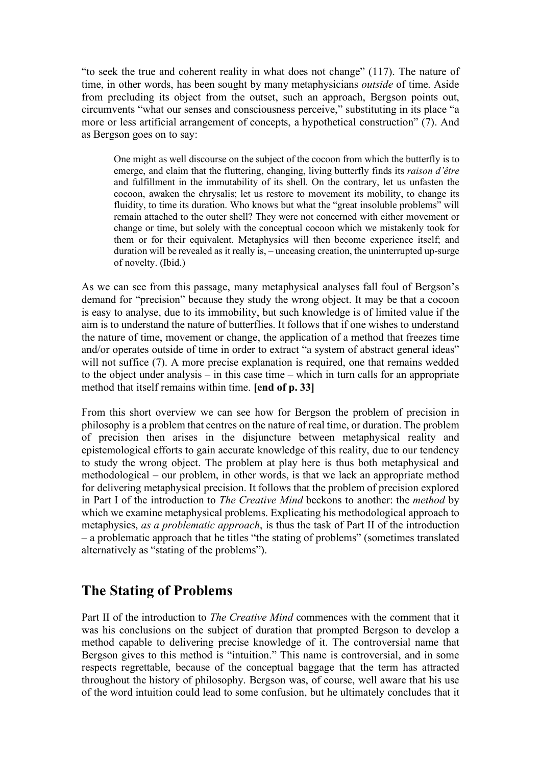"to seek the true and coherent reality in what does not change" (117). The nature of time, in other words, has been sought by many metaphysicians *outside* of time. Aside from precluding its object from the outset, such an approach, Bergson points out, circumvents "what our senses and consciousness perceive," substituting in its place "a more or less artificial arrangement of concepts, a hypothetical construction" (7). And as Bergson goes on to say:

> One might as well discourse on the subject of the cocoon from which the butterfly is to emerge, and claim that the fluttering, changing, living butterfly finds its *raison d'être* and fulfillment in the immutability of its shell. On the contrary, let us unfasten the cocoon, awaken the chrysalis; let us restore to movement its mobility, to change its fluidity, to time its duration. Who knows but what the "great insoluble problems" will remain attached to the outer shell? They were not concerned with either movement or change or time, but solely with the conceptual cocoon which we mistakenly took for them or for their equivalent. Metaphysics will then become experience itself; and duration will be revealed as it really is, – unceasing creation, the uninterrupted up-surge of novelty. (Ibid.)

As we can see from this passage, many metaphysical analyses fall foul of Bergson's demand for "precision" because they study the wrong object. It may be that a cocoon is easy to analyse, due to its immobility, but such knowledge is of limited value if the aim is to understand the nature of butterflies. It follows that if one wishes to understand the nature of time, movement or change, the application of a method that freezes time and/or operates outside of time in order to extract "a system of abstract general ideas" will not suffice (7). A more precise explanation is required, one that remains wedded to the object under analysis – in this case time – which in turn calls for an appropriate method that itself remains within time. **[end of p. 33]**

From this short overview we can see how for Bergson the problem of precision in philosophy is a problem that centres on the nature of real time, or duration. The problem of precision then arises in the disjuncture between metaphysical reality and epistemological efforts to gain accurate knowledge of this reality, due to our tendency to study the wrong object. The problem at play here is thus both metaphysical and methodological – our problem, in other words, is that we lack an appropriate method for delivering metaphysical precision. It follows that the problem of precision explored in Part I of the introduction to *The Creative Mind* beckons to another: the *method* by which we examine metaphysical problems. Explicating his methodological approach to metaphysics, *as a problematic approach*, is thus the task of Part II of the introduction – a problematic approach that he titles "the stating of problems" (sometimes translated alternatively as "stating of the problems").

## The Stating of Problems

Part II of the introduction to *The Creative Mind* commences with the comment that it was his conclusions on the subject of duration that prompted Bergson to develop a method capable to delivering precise knowledge of it. The controversial name that Bergson gives to this method is "intuition." This name is controversial, and in some respects regrettable, because of the conceptual baggage that the term has attracted throughout the history of philosophy. Bergson was, of course, well aware that his use of the word intuition could lead to some confusion, but he ultimately concludes that it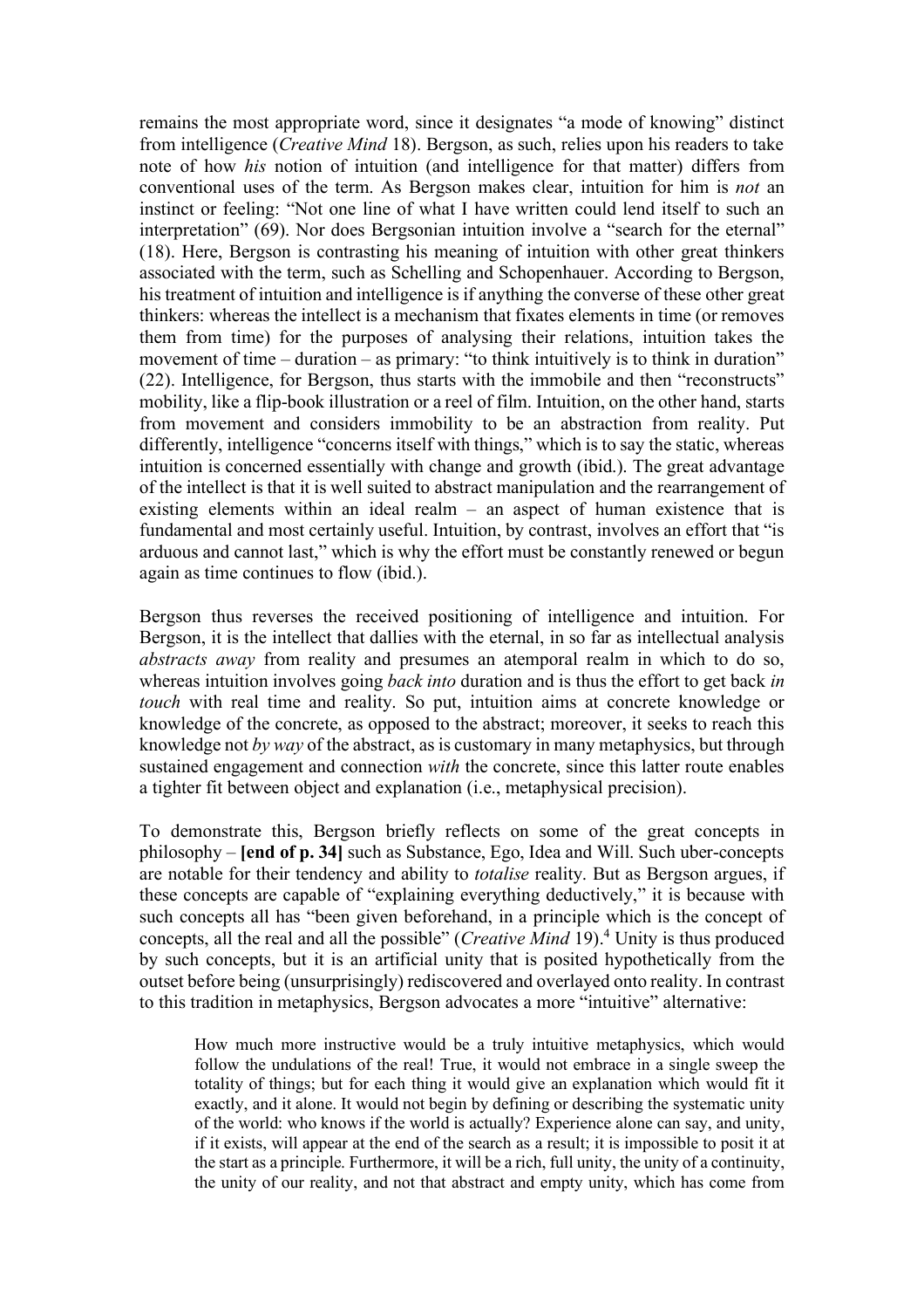remains the most appropriate word, since it designates "a mode of knowing" distinct from intelligence (*Creative Mind* 18). Bergson, as such, relies upon his readers to take note of how *his* notion of intuition (and intelligence for that matter) differs from conventional uses of the term. As Bergson makes clear, intuition for him is *not* an instinct or feeling: "Not one line of what I have written could lend itself to such an interpretation" (69). Nor does Bergsonian intuition involve a "search for the eternal" (18). Here, Bergson is contrasting his meaning of intuition with other great thinkers associated with the term, such as Schelling and Schopenhauer. According to Bergson, his treatment of intuition and intelligence is if anything the converse of these other great thinkers: whereas the intellect is a mechanism that fixates elements in time (or removes them from time) for the purposes of analysing their relations, intuition takes the movement of time – duration – as primary: "to think intuitively is to think in duration" (22). Intelligence, for Bergson, thus starts with the immobile and then "reconstructs" mobility, like a flip-book illustration or a reel of film. Intuition, on the other hand, starts from movement and considers immobility to be an abstraction from reality. Put differently, intelligence "concerns itself with things," which is to say the static, whereas intuition is concerned essentially with change and growth (ibid.). The great advantage of the intellect is that it is well suited to abstract manipulation and the rearrangement of existing elements within an ideal realm – an aspect of human existence that is fundamental and most certainly useful. Intuition, by contrast, involves an effort that "is arduous and cannot last," which is why the effort must be constantly renewed or begun again as time continues to flow (ibid.).

Bergson thus reverses the received positioning of intelligence and intuition. For Bergson, it is the intellect that dallies with the eternal, in so far as intellectual analysis *abstracts away* from reality and presumes an atemporal realm in which to do so, whereas intuition involves going *back into* duration and is thus the effort to get back *in touch* with real time and reality. So put, intuition aims at concrete knowledge or knowledge of the concrete, as opposed to the abstract; moreover, it seeks to reach this knowledge not *by way* of the abstract, as is customary in many metaphysics, but through sustained engagement and connection *with* the concrete, since this latter route enables a tighter fit between object and explanation (i.e., metaphysical precision).

To demonstrate this, Bergson briefly reflects on some of the great concepts in philosophy – **[end of p. 34]** such as Substance, Ego, Idea and Will. Such uber-concepts are notable for their tendency and ability to *totalise* reality. But as Bergson argues, if these concepts are capable of "explaining everything deductively," it is because with such concepts all has "been given beforehand, in a principle which is the concept of concepts, all the real and all the possible" (*Creative Mind* 19).[4] Unity is thus produced by such concepts, but it is an artificial unity that is posited hypothetically from the outset before being (unsurprisingly) rediscovered and overlayed onto reality. In contrast to this tradition in metaphysics, Bergson advocates a more "intuitive" alternative:

> How much more instructive would be a truly intuitive metaphysics, which would follow the undulations of the real! True, it would not embrace in a single sweep the totality of things; but for each thing it would give an explanation which would fit it exactly, and it alone. It would not begin by defining or describing the systematic unity of the world: who knows if the world is actually? Experience alone can say, and unity, if it exists, will appear at the end of the search as a result; it is impossible to posit it at the start as a principle. Furthermore, it will be a rich, full unity, the unity of a continuity, the unity of our reality, and not that abstract and empty unity, which has come from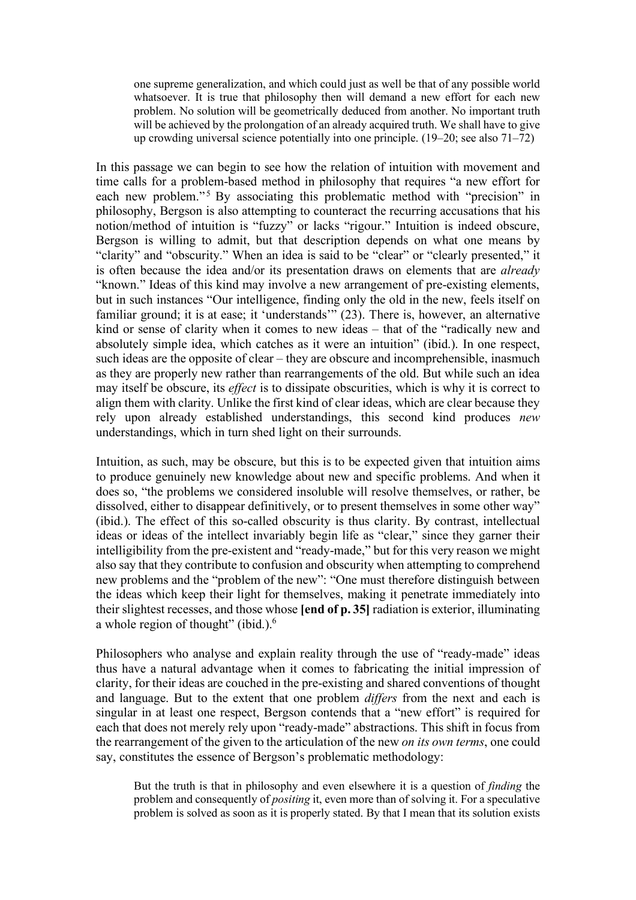> one supreme generalization, and which could just as well be that of any possible world whatsoever. It is true that philosophy then will demand a new effort for each new problem. No solution will be geometrically deduced from another. No important truth will be achieved by the prolongation of an already acquired truth. We shall have to give up crowding universal science potentially into one principle. (19–20; see also 71–72)

In this passage we can begin to see how the relation of intuition with movement and time calls for a problem-based method in philosophy that requires "a new effort for each new problem."[5] By associating this problematic method with "precision" in philosophy, Bergson is also attempting to counteract the recurring accusations that his notion/method of intuition is "fuzzy" or lacks "rigour." Intuition is indeed obscure, Bergson is willing to admit, but that description depends on what one means by "clarity" and "obscurity." When an idea is said to be "clear" or "clearly presented," it is often because the idea and/or its presentation draws on elements that are *already* "known." Ideas of this kind may involve a new arrangement of pre-existing elements, but in such instances "Our intelligence, finding only the old in the new, feels itself on familiar ground; it is at ease; it 'understands'" (23). There is, however, an alternative kind or sense of clarity when it comes to new ideas – that of the "radically new and absolutely simple idea, which catches as it were an intuition" (ibid.). In one respect, such ideas are the opposite of clear – they are obscure and incomprehensible, inasmuch as they are properly new rather than rearrangements of the old. But while such an idea may itself be obscure, its *effect* is to dissipate obscurities, which is why it is correct to align them with clarity. Unlike the first kind of clear ideas, which are clear because they rely upon already established understandings, this second kind produces *new* understandings, which in turn shed light on their surrounds.

Intuition, as such, may be obscure, but this is to be expected given that intuition aims to produce genuinely new knowledge about new and specific problems. And when it does so, "the problems we considered insoluble will resolve themselves, or rather, be dissolved, either to disappear definitively, or to present themselves in some other way" (ibid.). The effect of this so-called obscurity is thus clarity. By contrast, intellectual ideas or ideas of the intellect invariably begin life as "clear," since they garner their intelligibility from the pre-existent and "ready-made," but for this very reason we might also say that they contribute to confusion and obscurity when attempting to comprehend new problems and the "problem of the new": "One must therefore distinguish between the ideas which keep their light for themselves, making it penetrate immediately into their slightest recesses, and those whose **[end of p. 35]** radiation is exterior, illuminating a whole region of thought" (ibid.).[6]

Philosophers who analyse and explain reality through the use of "ready-made" ideas thus have a natural advantage when it comes to fabricating the initial impression of clarity, for their ideas are couched in the pre-existing and shared conventions of thought and language. But to the extent that one problem *differs* from the next and each is singular in at least one respect, Bergson contends that a "new effort" is required for each that does not merely rely upon "ready-made" abstractions. This shift in focus from the rearrangement of the given to the articulation of the new *on its own terms*, one could say, constitutes the essence of Bergson's problematic methodology:

> But the truth is that in philosophy and even elsewhere it is a question of *finding* the problem and consequently of *positing* it, even more than of solving it. For a speculative problem is solved as soon as it is properly stated. By that I mean that its solution exists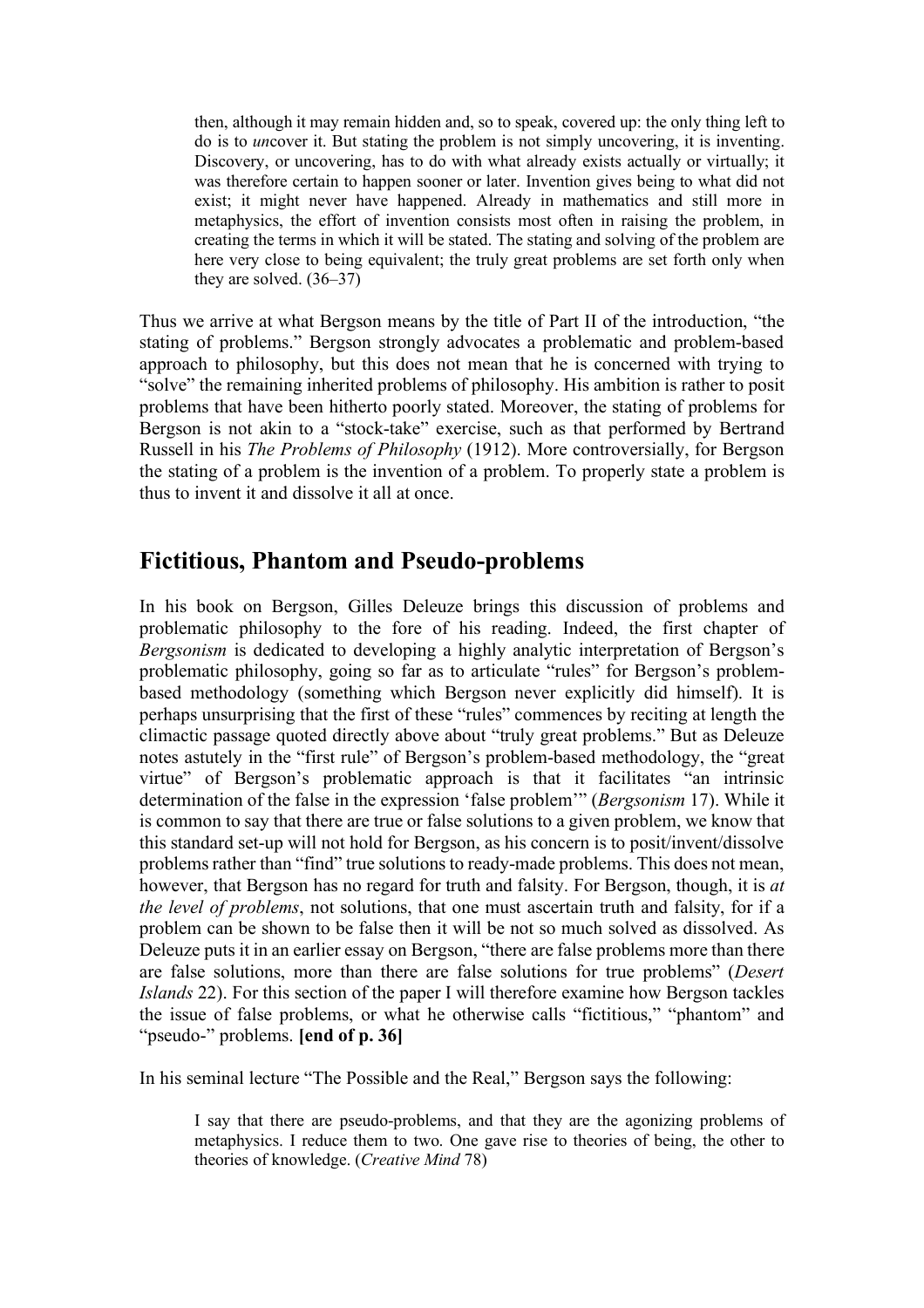> then, although it may remain hidden and, so to speak, covered up: the only thing left to do is to *un*cover it. But stating the problem is not simply uncovering, it is inventing. Discovery, or uncovering, has to do with what already exists actually or virtually; it was therefore certain to happen sooner or later. Invention gives being to what did not exist; it might never have happened. Already in mathematics and still more in metaphysics, the effort of invention consists most often in raising the problem, in creating the terms in which it will be stated. The stating and solving of the problem are here very close to being equivalent; the truly great problems are set forth only when they are solved. (36–37)

Thus we arrive at what Bergson means by the title of Part II of the introduction, "the stating of problems." Bergson strongly advocates a problematic and problem-based approach to philosophy, but this does not mean that he is concerned with trying to "solve" the remaining inherited problems of philosophy. His ambition is rather to posit problems that have been hitherto poorly stated. Moreover, the stating of problems for Bergson is not akin to a "stock-take" exercise, such as that performed by Bertrand Russell in his *The Problems of Philosophy* (1912). More controversially, for Bergson the stating of a problem is the invention of a problem. To properly state a problem is thus to invent it and dissolve it all at once.

## Fictitious, Phantom and Pseudo-problems

In his book on Bergson, Gilles Deleuze brings this discussion of problems and problematic philosophy to the fore of his reading. Indeed, the first chapter of *Bergsonism* is dedicated to developing a highly analytic interpretation of Bergson's problematic philosophy, going so far as to articulate "rules" for Bergson's problem-based methodology (something which Bergson never explicitly did himself). It is perhaps unsurprising that the first of these "rules" commences by reciting at length the climactic passage quoted directly above about "truly great problems." But as Deleuze notes astutely in the "first rule" of Bergson's problem-based methodology, the "great virtue" of Bergson's problematic approach is that it facilitates "an intrinsic determination of the false in the expression 'false problem'" (*Bergsonism* 17). While it is common to say that there are true or false solutions to a given problem, we know that this standard set-up will not hold for Bergson, as his concern is to posit/invent/dissolve problems rather than "find" true solutions to ready-made problems. This does not mean, however, that Bergson has no regard for truth and falsity. For Bergson, though, it is *at the level of problems*, not solutions, that one must ascertain truth and falsity, for if a problem can be shown to be false then it will be not so much solved as dissolved. As Deleuze puts it in an earlier essay on Bergson, "there are false problems more than there are false solutions, more than there are false solutions for true problems" (*Desert Islands* 22). For this section of the paper I will therefore examine how Bergson tackles the issue of false problems, or what he otherwise calls "fictitious," "phantom" and "pseudo-" problems. **[end of p. 36]**

In his seminal lecture "The Possible and the Real," Bergson says the following:

> I say that there are pseudo-problems, and that they are the agonizing problems of metaphysics. I reduce them to two. One gave rise to theories of being, the other to theories of knowledge. (*Creative Mind* 78)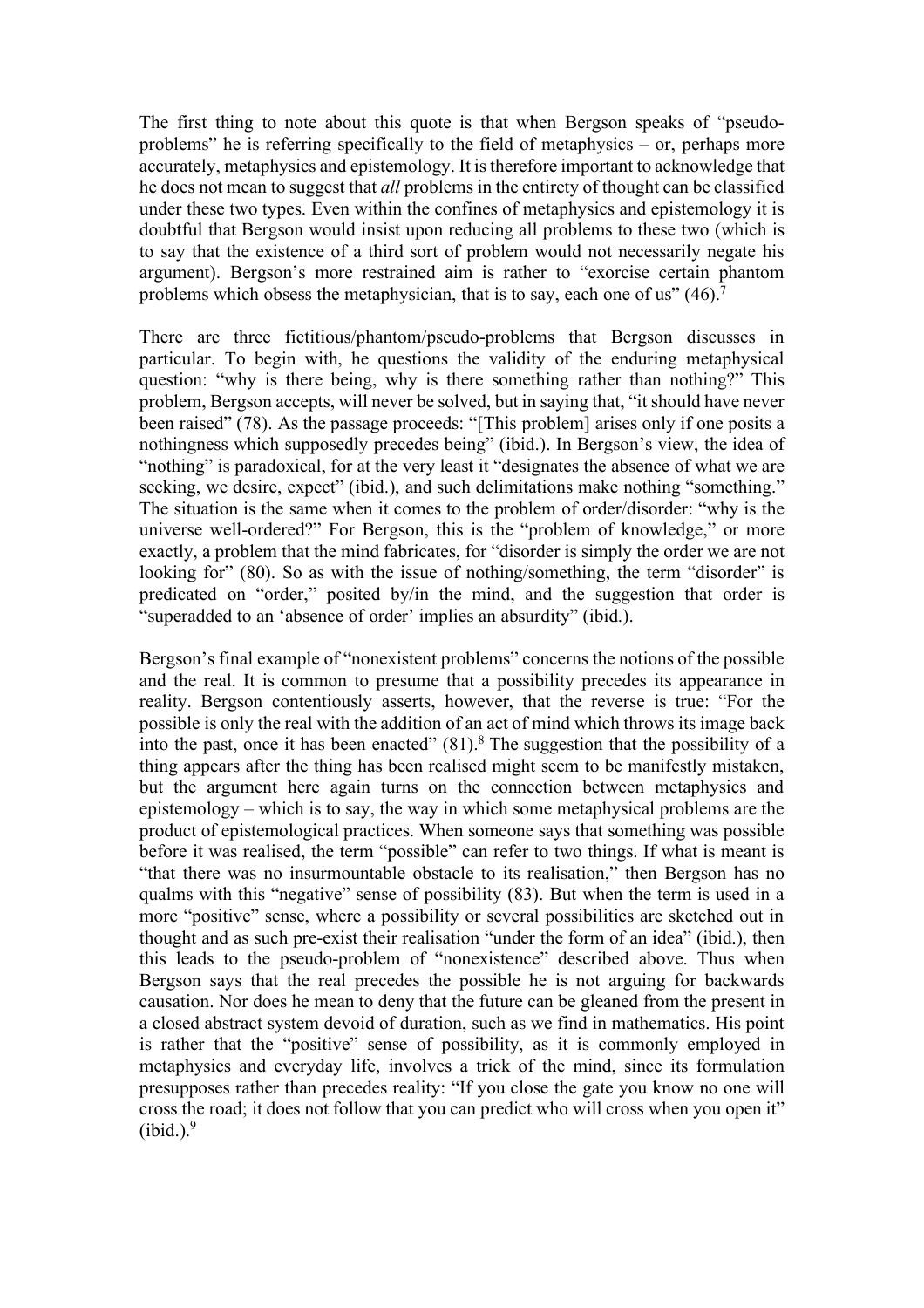The first thing to note about this quote is that when Bergson speaks of "pseudo-problems" he is referring specifically to the field of metaphysics – or, perhaps more accurately, metaphysics and epistemology. It is therefore important to acknowledge that he does not mean to suggest that *all* problems in the entirety of thought can be classified under these two types. Even within the confines of metaphysics and epistemology it is doubtful that Bergson would insist upon reducing all problems to these two (which is to say that the existence of a third sort of problem would not necessarily negate his argument). Bergson's more restrained aim is rather to "exorcise certain phantom problems which obsess the metaphysician, that is to say, each one of us" (46).[7]

There are three fictitious/phantom/pseudo-problems that Bergson discusses in particular. To begin with, he questions the validity of the enduring metaphysical question: "why is there being, why is there something rather than nothing?" This problem, Bergson accepts, will never be solved, but in saying that, "it should have never been raised" (78). As the passage proceeds: "[This problem] arises only if one posits a nothingness which supposedly precedes being" (ibid.). In Bergson's view, the idea of "nothing" is paradoxical, for at the very least it "designates the absence of what we are seeking, we desire, expect" (ibid.), and such delimitations make nothing "something." The situation is the same when it comes to the problem of order/disorder: "why is the universe well-ordered?" For Bergson, this is the "problem of knowledge," or more exactly, a problem that the mind fabricates, for "disorder is simply the order we are not looking for" (80). So as with the issue of nothing/something, the term "disorder" is predicated on "order," posited by/in the mind, and the suggestion that order is "superadded to an 'absence of order' implies an absurdity" (ibid.).

Bergson's final example of "nonexistent problems" concerns the notions of the possible and the real. It is common to presume that a possibility precedes its appearance in reality. Bergson contentiously asserts, however, that the reverse is true: "For the possible is only the real with the addition of an act of mind which throws its image back into the past, once it has been enacted" (81).[8] The suggestion that the possibility of a thing appears after the thing has been realised might seem to be manifestly mistaken, but the argument here again turns on the connection between metaphysics and epistemology – which is to say, the way in which some metaphysical problems are the product of epistemological practices. When someone says that something was possible before it was realised, the term "possible" can refer to two things. If what is meant is "that there was no insurmountable obstacle to its realisation," then Bergson has no qualms with this "negative" sense of possibility (83). But when the term is used in a more "positive" sense, where a possibility or several possibilities are sketched out in thought and as such pre-exist their realisation "under the form of an idea" (ibid.), then this leads to the pseudo-problem of "nonexistence" described above. Thus when Bergson says that the real precedes the possible he is not arguing for backwards causation. Nor does he mean to deny that the future can be gleaned from the present in a closed abstract system devoid of duration, such as we find in mathematics. His point is rather that the "positive" sense of possibility, as it is commonly employed in metaphysics and everyday life, involves a trick of the mind, since its formulation presupposes rather than precedes reality: "If you close the gate you know no one will cross the road; it does not follow that you can predict who will cross when you open it" (ibid.).[9]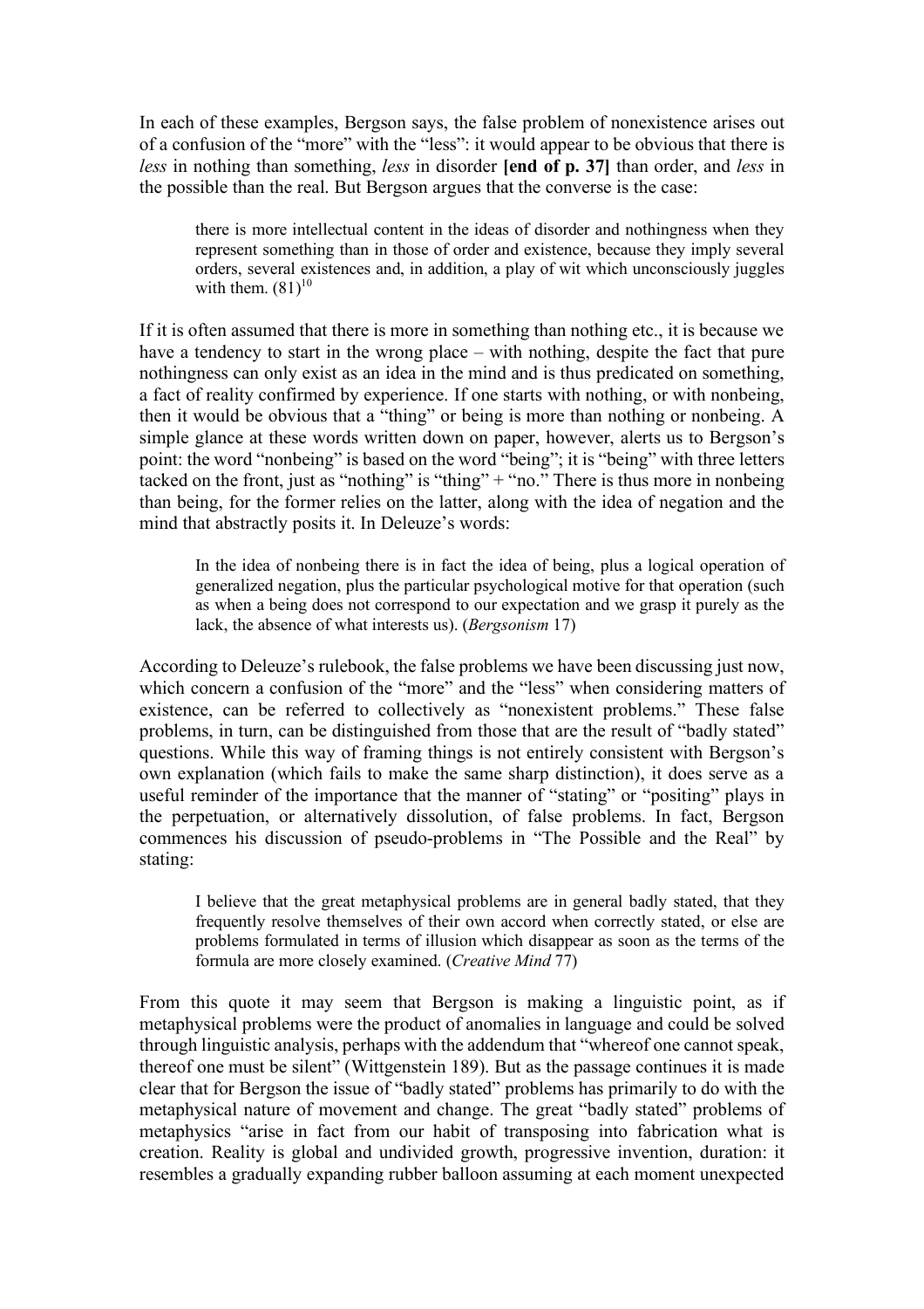In each of these examples, Bergson says, the false problem of nonexistence arises out of a confusion of the "more" with the "less": it would appear to be obvious that there is *less* in nothing than something, *less* in disorder **[end of p. 37]** than order, and *less* in the possible than the real. But Bergson argues that the converse is the case:

> there is more intellectual content in the ideas of disorder and nothingness when they represent something than in those of order and existence, because they imply several orders, several existences and, in addition, a play of wit which unconsciously juggles with them. (81)[10]

If it is often assumed that there is more in something than nothing etc., it is because we have a tendency to start in the wrong place – with nothing, despite the fact that pure nothingness can only exist as an idea in the mind and is thus predicated on something, a fact of reality confirmed by experience. If one starts with nothing, or with nonbeing, then it would be obvious that a "thing" or being is more than nothing or nonbeing. A simple glance at these words written down on paper, however, alerts us to Bergson's point: the word "nonbeing" is based on the word "being"; it is "being" with three letters tacked on the front, just as "nothing" is "thing" + "no." There is thus more in nonbeing than being, for the former relies on the latter, along with the idea of negation and the mind that abstractly posits it. In Deleuze's words:

> In the idea of nonbeing there is in fact the idea of being, plus a logical operation of generalized negation, plus the particular psychological motive for that operation (such as when a being does not correspond to our expectation and we grasp it purely as the lack, the absence of what interests us). (*Bergsonism* 17)

According to Deleuze's rulebook, the false problems we have been discussing just now, which concern a confusion of the "more" and the "less" when considering matters of existence, can be referred to collectively as "nonexistent problems." These false problems, in turn, can be distinguished from those that are the result of "badly stated" questions. While this way of framing things is not entirely consistent with Bergson's own explanation (which fails to make the same sharp distinction), it does serve as a useful reminder of the importance that the manner of "stating" or "positing" plays in the perpetuation, or alternatively dissolution, of false problems. In fact, Bergson commences his discussion of pseudo-problems in "The Possible and the Real" by stating:

> I believe that the great metaphysical problems are in general badly stated, that they frequently resolve themselves of their own accord when correctly stated, or else are problems formulated in terms of illusion which disappear as soon as the terms of the formula are more closely examined. (*Creative Mind* 77)

From this quote it may seem that Bergson is making a linguistic point, as if metaphysical problems were the product of anomalies in language and could be solved through linguistic analysis, perhaps with the addendum that "whereof one cannot speak, thereof one must be silent" (Wittgenstein 189). But as the passage continues it is made clear that for Bergson the issue of "badly stated" problems has primarily to do with the metaphysical nature of movement and change. The great "badly stated" problems of metaphysics "arise in fact from our habit of transposing into fabrication what is creation. Reality is global and undivided growth, progressive invention, duration: it resembles a gradually expanding rubber balloon assuming at each moment unexpected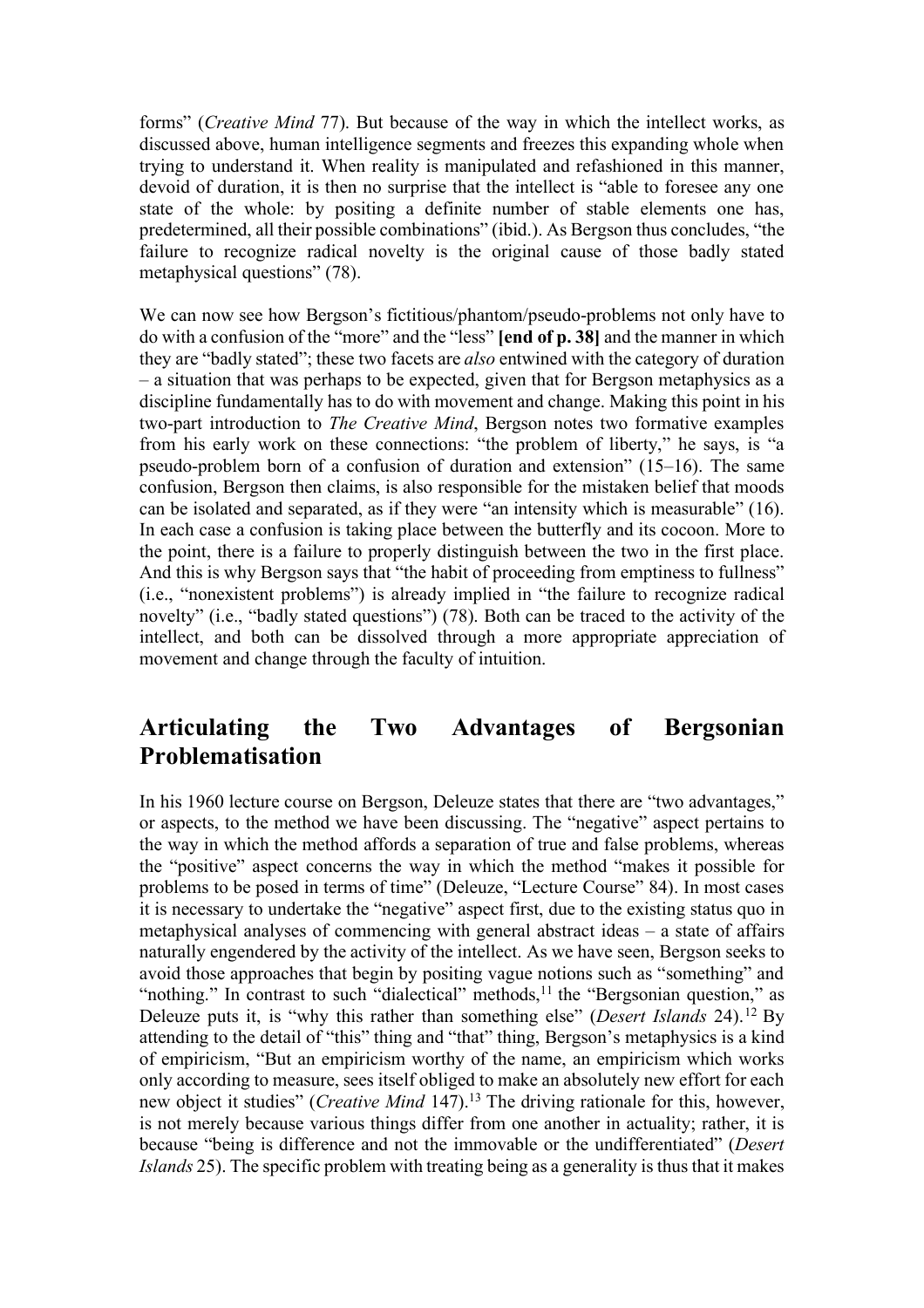forms" (*Creative Mind* 77). But because of the way in which the intellect works, as discussed above, human intelligence segments and freezes this expanding whole when trying to understand it. When reality is manipulated and refashioned in this manner, devoid of duration, it is then no surprise that the intellect is "able to foresee any one state of the whole: by positing a definite number of stable elements one has, predetermined, all their possible combinations" (ibid.). As Bergson thus concludes, "the failure to recognize radical novelty is the original cause of those badly stated metaphysical questions" (78).

We can now see how Bergson's fictitious/phantom/pseudo-problems not only have to do with a confusion of the "more" and the "less" **[end of p. 38]** and the manner in which they are "badly stated"; these two facets are *also* entwined with the category of duration – a situation that was perhaps to be expected, given that for Bergson metaphysics as a discipline fundamentally has to do with movement and change. Making this point in his two-part introduction to *The Creative Mind*, Bergson notes two formative examples from his early work on these connections: "the problem of liberty," he says, is "a pseudo-problem born of a confusion of duration and extension" (15–16). The same confusion, Bergson then claims, is also responsible for the mistaken belief that moods can be isolated and separated, as if they were "an intensity which is measurable" (16). In each case a confusion is taking place between the butterfly and its cocoon. More to the point, there is a failure to properly distinguish between the two in the first place. And this is why Bergson says that "the habit of proceeding from emptiness to fullness" (i.e., "nonexistent problems") is already implied in "the failure to recognize radical novelty" (i.e., "badly stated questions") (78). Both can be traced to the activity of the intellect, and both can be dissolved through a more appropriate appreciation of movement and change through the faculty of intuition.

## Articulating the Two Advantages of Bergsonian Problematisation

In his 1960 lecture course on Bergson, Deleuze states that there are "two advantages," or aspects, to the method we have been discussing. The "negative" aspect pertains to the way in which the method affords a separation of true and false problems, whereas the "positive" aspect concerns the way in which the method "makes it possible for problems to be posed in terms of time" (Deleuze, "Lecture Course" 84). In most cases it is necessary to undertake the "negative" aspect first, due to the existing status quo in metaphysical analyses of commencing with general abstract ideas – a state of affairs naturally engendered by the activity of the intellect. As we have seen, Bergson seeks to avoid those approaches that begin by positing vague notions such as "something" and "nothing." In contrast to such "dialectical" methods,[11] the "Bergsonian question," as Deleuze puts it, is "why this rather than something else" (*Desert Islands* 24).[12] By attending to the detail of "this" thing and "that" thing, Bergson's metaphysics is a kind of empiricism, "But an empiricism worthy of the name, an empiricism which works only according to measure, sees itself obliged to make an absolutely new effort for each new object it studies" (*Creative Mind* 147).[13] The driving rationale for this, however, is not merely because various things differ from one another in actuality; rather, it is because "being is difference and not the immovable or the undifferentiated" (*Desert Islands* 25). The specific problem with treating being as a generality is thus that it makes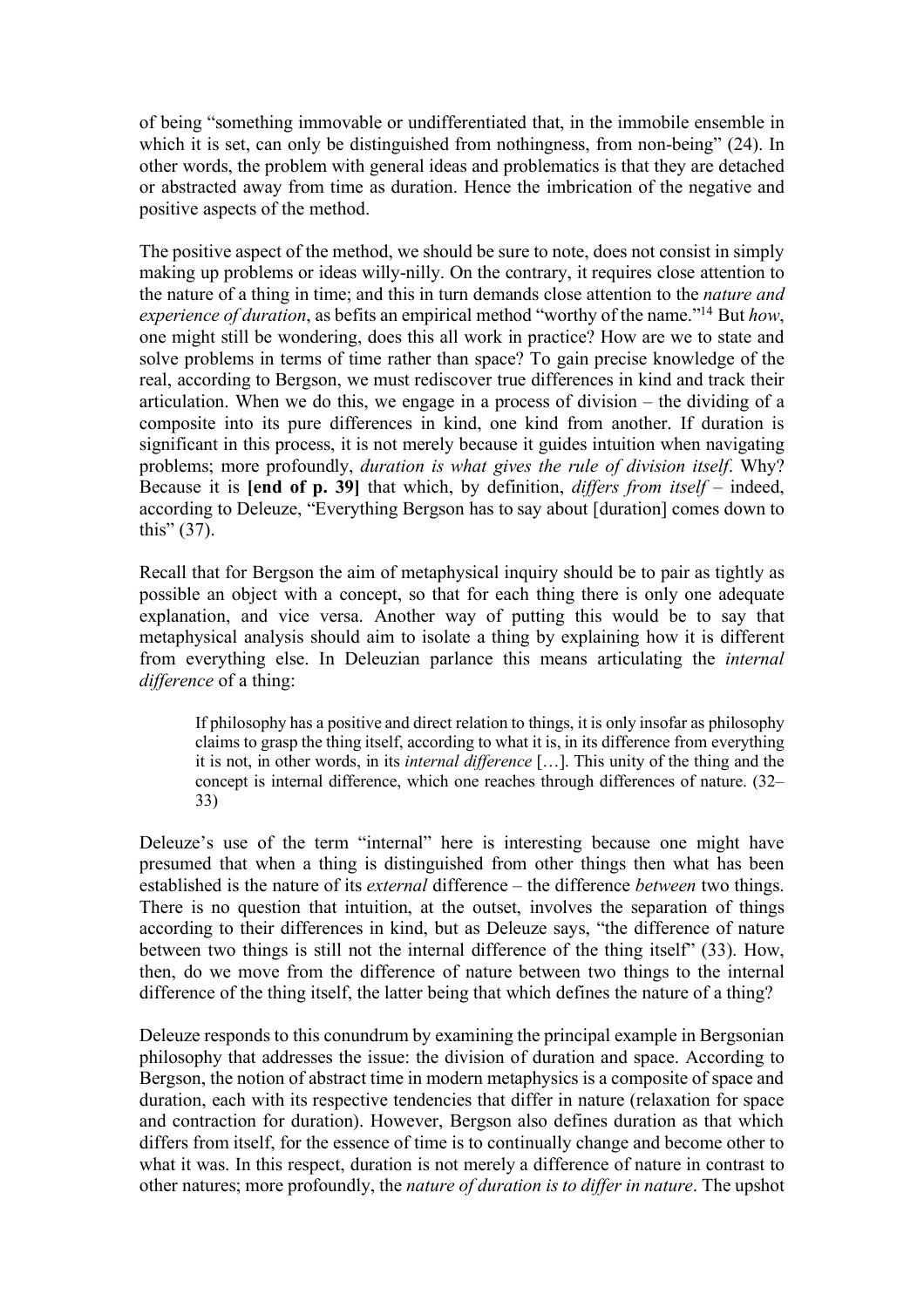of being "something immovable or undifferentiated that, in the immobile ensemble in which it is set, can only be distinguished from nothingness, from non-being" (24). In other words, the problem with general ideas and problematics is that they are detached or abstracted away from time as duration. Hence the imbrication of the negative and positive aspects of the method.

The positive aspect of the method, we should be sure to note, does not consist in simply making up problems or ideas willy-nilly. On the contrary, it requires close attention to the nature of a thing in time; and this in turn demands close attention to the *nature and experience of duration*, as befits an empirical method "worthy of the name."[14] But *how*, one might still be wondering, does this all work in practice? How are we to state and solve problems in terms of time rather than space? To gain precise knowledge of the real, according to Bergson, we must rediscover true differences in kind and track their articulation. When we do this, we engage in a process of division – the dividing of a composite into its pure differences in kind, one kind from another. If duration is significant in this process, it is not merely because it guides intuition when navigating problems; more profoundly, *duration is what gives the rule of division itself*. Why? Because it is **[end of p. 39]** that which, by definition, *differs from itself* – indeed, according to Deleuze, "Everything Bergson has to say about [duration] comes down to this" (37).

Recall that for Bergson the aim of metaphysical inquiry should be to pair as tightly as possible an object with a concept, so that for each thing there is only one adequate explanation, and vice versa. Another way of putting this would be to say that metaphysical analysis should aim to isolate a thing by explaining how it is different from everything else. In Deleuzian parlance this means articulating the *internal difference* of a thing:

> If philosophy has a positive and direct relation to things, it is only insofar as philosophy claims to grasp the thing itself, according to what it is, in its difference from everything it is not, in other words, in its *internal difference* […]. This unity of the thing and the concept is internal difference, which one reaches through differences of nature. (32–33)

Deleuze's use of the term "internal" here is interesting because one might have presumed that when a thing is distinguished from other things then what has been established is the nature of its *external* difference – the difference *between* two things. There is no question that intuition, at the outset, involves the separation of things according to their differences in kind, but as Deleuze says, "the difference of nature between two things is still not the internal difference of the thing itself" (33). How, then, do we move from the difference of nature between two things to the internal difference of the thing itself, the latter being that which defines the nature of a thing?

Deleuze responds to this conundrum by examining the principal example in Bergsonian philosophy that addresses the issue: the division of duration and space. According to Bergson, the notion of abstract time in modern metaphysics is a composite of space and duration, each with its respective tendencies that differ in nature (relaxation for space and contraction for duration). However, Bergson also defines duration as that which differs from itself, for the essence of time is to continually change and become other to what it was. In this respect, duration is not merely a difference of nature in contrast to other natures; more profoundly, the *nature of duration is to differ in nature*. The upshot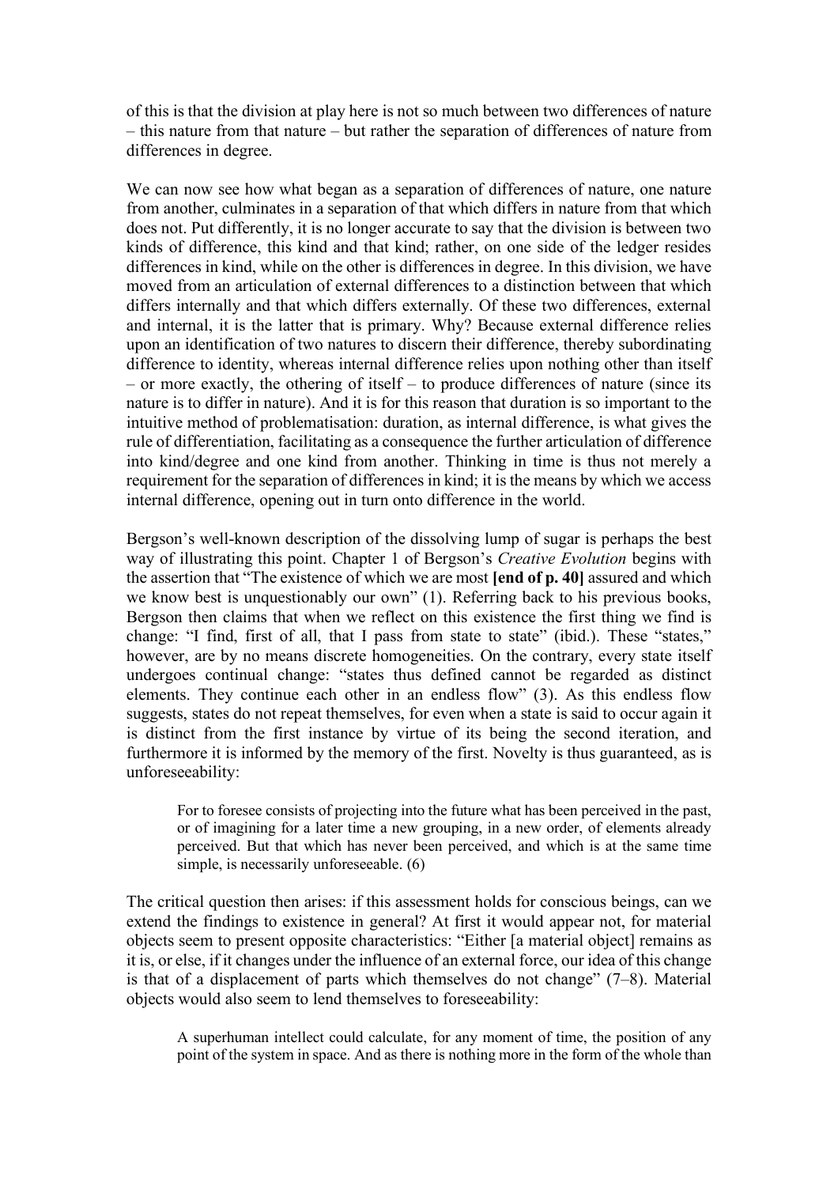of this is that the division at play here is not so much between two differences of nature – this nature from that nature – but rather the separation of differences of nature from differences in degree.

We can now see how what began as a separation of differences of nature, one nature from another, culminates in a separation of that which differs in nature from that which does not. Put differently, it is no longer accurate to say that the division is between two kinds of difference, this kind and that kind; rather, on one side of the ledger resides differences in kind, while on the other is differences in degree. In this division, we have moved from an articulation of external differences to a distinction between that which differs internally and that which differs externally. Of these two differences, external and internal, it is the latter that is primary. Why? Because external difference relies upon an identification of two natures to discern their difference, thereby subordinating difference to identity, whereas internal difference relies upon nothing other than itself – or more exactly, the othering of itself – to produce differences of nature (since its nature is to differ in nature). And it is for this reason that duration is so important to the intuitive method of problematisation: duration, as internal difference, is what gives the rule of differentiation, facilitating as a consequence the further articulation of difference into kind/degree and one kind from another. Thinking in time is thus not merely a requirement for the separation of differences in kind; it is the means by which we access internal difference, opening out in turn onto difference in the world.

Bergson's well-known description of the dissolving lump of sugar is perhaps the best way of illustrating this point. Chapter 1 of Bergson's *Creative Evolution* begins with the assertion that "The existence of which we are most **[end of p. 40]** assured and which we know best is unquestionably our own" (1). Referring back to his previous books, Bergson then claims that when we reflect on this existence the first thing we find is change: "I find, first of all, that I pass from state to state" (ibid.). These "states," however, are by no means discrete homogeneities. On the contrary, every state itself undergoes continual change: "states thus defined cannot be regarded as distinct elements. They continue each other in an endless flow" (3). As this endless flow suggests, states do not repeat themselves, for even when a state is said to occur again it is distinct from the first instance by virtue of its being the second iteration, and furthermore it is informed by the memory of the first. Novelty is thus guaranteed, as is unforeseeability:

> For to foresee consists of projecting into the future what has been perceived in the past, or of imagining for a later time a new grouping, in a new order, of elements already perceived. But that which has never been perceived, and which is at the same time simple, is necessarily unforeseeable. (6)

The critical question then arises: if this assessment holds for conscious beings, can we extend the findings to existence in general? At first it would appear not, for material objects seem to present opposite characteristics: "Either [a material object] remains as it is, or else, if it changes under the influence of an external force, our idea of this change is that of a displacement of parts which themselves do not change" (7–8). Material objects would also seem to lend themselves to foreseeability:

> A superhuman intellect could calculate, for any moment of time, the position of any point of the system in space. And as there is nothing more in the form of the whole than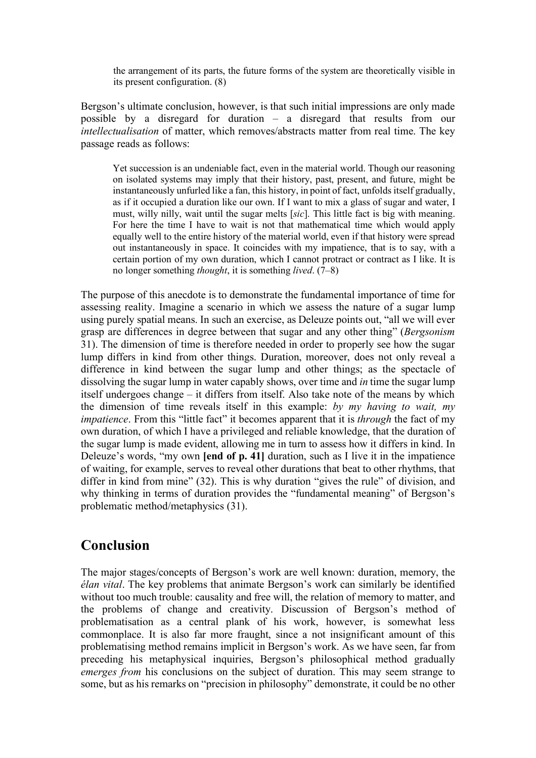> the arrangement of its parts, the future forms of the system are theoretically visible in its present configuration. (8)

Bergson's ultimate conclusion, however, is that such initial impressions are only made possible by a disregard for duration – a disregard that results from our *intellectualisation* of matter, which removes/abstracts matter from real time. The key passage reads as follows:

> Yet succession is an undeniable fact, even in the material world. Though our reasoning on isolated systems may imply that their history, past, present, and future, might be instantaneously unfurled like a fan, this history, in point of fact, unfolds itself gradually, as if it occupied a duration like our own. If I want to mix a glass of sugar and water, I must, willy nilly, wait until the sugar melts [*sic*]. This little fact is big with meaning. For here the time I have to wait is not that mathematical time which would apply equally well to the entire history of the material world, even if that history were spread out instantaneously in space. It coincides with my impatience, that is to say, with a certain portion of my own duration, which I cannot protract or contract as I like. It is no longer something *thought*, it is something *lived*. (7–8)

The purpose of this anecdote is to demonstrate the fundamental importance of time for assessing reality. Imagine a scenario in which we assess the nature of a sugar lump using purely spatial means. In such an exercise, as Deleuze points out, "all we will ever grasp are differences in degree between that sugar and any other thing" (*Bergsonism* 31). The dimension of time is therefore needed in order to properly see how the sugar lump differs in kind from other things. Duration, moreover, does not only reveal a difference in kind between the sugar lump and other things; as the spectacle of dissolving the sugar lump in water capably shows, over time and *in* time the sugar lump itself undergoes change – it differs from itself. Also take note of the means by which the dimension of time reveals itself in this example: *by my having to wait, my impatience*. From this "little fact" it becomes apparent that it is *through* the fact of my own duration, of which I have a privileged and reliable knowledge, that the duration of the sugar lump is made evident, allowing me in turn to assess how it differs in kind. In Deleuze's words, "my own **[end of p. 41]** duration, such as I live it in the impatience of waiting, for example, serves to reveal other durations that beat to other rhythms, that differ in kind from mine" (32). This is why duration "gives the rule" of division, and why thinking in terms of duration provides the "fundamental meaning" of Bergson's problematic method/metaphysics (31).

## Conclusion

The major stages/concepts of Bergson's work are well known: duration, memory, the *élan vital*. The key problems that animate Bergson's work can similarly be identified without too much trouble: causality and free will, the relation of memory to matter, and the problems of change and creativity. Discussion of Bergson's method of problematisation as a central plank of his work, however, is somewhat less commonplace. It is also far more fraught, since a not insignificant amount of this problematising method remains implicit in Bergson's work. As we have seen, far from preceding his metaphysical inquiries, Bergson's philosophical method gradually *emerges from* his conclusions on the subject of duration. This may seem strange to some, but as his remarks on "precision in philosophy" demonstrate, it could be no other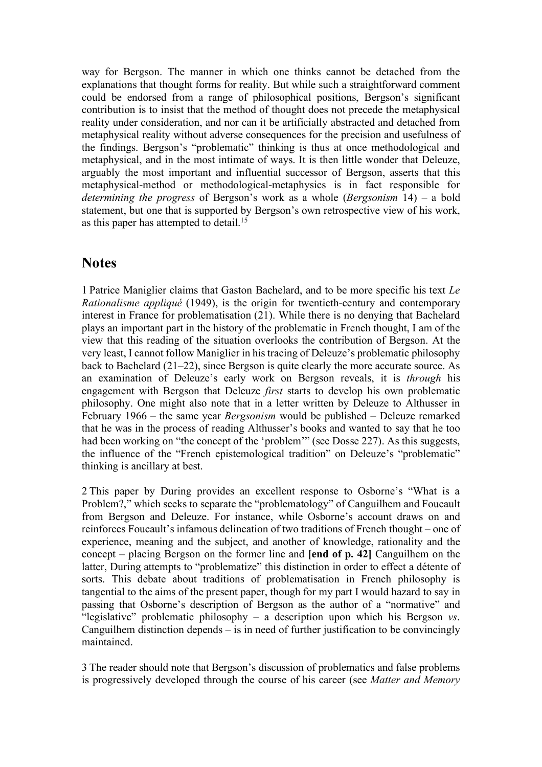way for Bergson. The manner in which one thinks cannot be detached from the explanations that thought forms for reality. But while such a straightforward comment could be endorsed from a range of philosophical positions, Bergson's significant contribution is to insist that the method of thought does not precede the metaphysical reality under consideration, and nor can it be artificially abstracted and detached from metaphysical reality without adverse consequences for the precision and usefulness of the findings. Bergson's "problematic" thinking is thus at once methodological and metaphysical, and in the most intimate of ways. It is then little wonder that Deleuze, arguably the most important and influential successor of Bergson, asserts that this metaphysical-method or methodological-metaphysics is in fact responsible for *determining the progress* of Bergson's work as a whole (*Bergsonism* 14) – a bold statement, but one that is supported by Bergson's own retrospective view of his work, as this paper has attempted to detail.[15]

## Notes

1 Patrice Maniglier claims that Gaston Bachelard, and to be more specific his text *Le Rationalisme appliqué* (1949), is the origin for twentieth-century and contemporary interest in France for problematisation (21). While there is no denying that Bachelard plays an important part in the history of the problematic in French thought, I am of the view that this reading of the situation overlooks the contribution of Bergson. At the very least, I cannot follow Maniglier in his tracing of Deleuze's problematic philosophy back to Bachelard (21–22), since Bergson is quite clearly the more accurate source. As an examination of Deleuze's early work on Bergson reveals, it is *through* his engagement with Bergson that Deleuze *first* starts to develop his own problematic philosophy. One might also note that in a letter written by Deleuze to Althusser in February 1966 – the same year *Bergsonism* would be published – Deleuze remarked that he was in the process of reading Althusser's books and wanted to say that he too had been working on "the concept of the 'problem'" (see Dosse 227). As this suggests, the influence of the "French epistemological tradition" on Deleuze's "problematic" thinking is ancillary at best.

2 This paper by During provides an excellent response to Osborne's "What is a Problem?," which seeks to separate the "problematology" of Canguilhem and Foucault from Bergson and Deleuze. For instance, while Osborne's account draws on and reinforces Foucault's infamous delineation of two traditions of French thought – one of experience, meaning and the subject, and another of knowledge, rationality and the concept – placing Bergson on the former line and **[end of p. 42]** Canguilhem on the latter, During attempts to "problematize" this distinction in order to effect a détente of sorts. This debate about traditions of problematisation in French philosophy is tangential to the aims of the present paper, though for my part I would hazard to say in passing that Osborne's description of Bergson as the author of a "normative" and "legislative" problematic philosophy – a description upon which his Bergson *vs*. Canguilhem distinction depends – is in need of further justification to be convincingly maintained.

3 The reader should note that Bergson's discussion of problematics and false problems is progressively developed through the course of his career (see *Matter and Memory*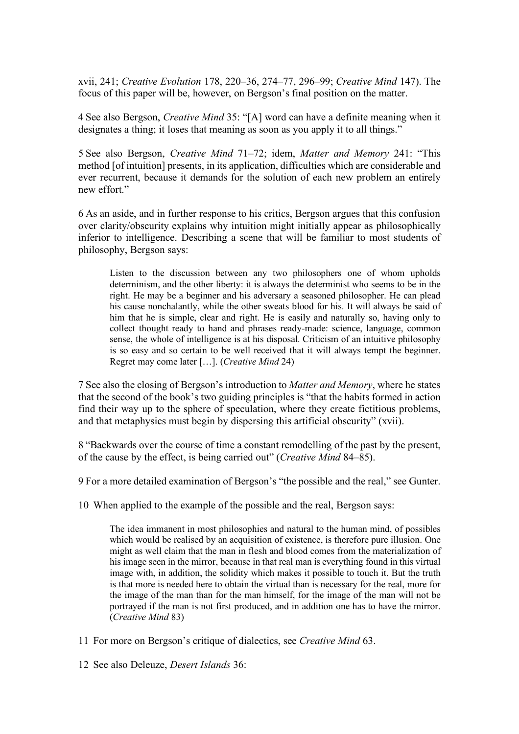xvii, 241; *Creative Evolution* 178, 220–36, 274–77, 296–99; *Creative Mind* 147). The focus of this paper will be, however, on Bergson's final position on the matter.

4 See also Bergson, *Creative Mind* 35: "[A] word can have a definite meaning when it designates a thing; it loses that meaning as soon as you apply it to all things."

5 See also Bergson, *Creative Mind* 71–72; idem, *Matter and Memory* 241: "This method [of intuition] presents, in its application, difficulties which are considerable and ever recurrent, because it demands for the solution of each new problem an entirely new effort."

6 As an aside, and in further response to his critics, Bergson argues that this confusion over clarity/obscurity explains why intuition might initially appear as philosophically inferior to intelligence. Describing a scene that will be familiar to most students of philosophy, Bergson says:

> Listen to the discussion between any two philosophers one of whom upholds determinism, and the other liberty: it is always the determinist who seems to be in the right. He may be a beginner and his adversary a seasoned philosopher. He can plead his cause nonchalantly, while the other sweats blood for his. It will always be said of him that he is simple, clear and right. He is easily and naturally so, having only to collect thought ready to hand and phrases ready-made: science, language, common sense, the whole of intelligence is at his disposal. Criticism of an intuitive philosophy is so easy and so certain to be well received that it will always tempt the beginner. Regret may come later […]. (*Creative Mind* 24)

7 See also the closing of Bergson's introduction to *Matter and Memory*, where he states that the second of the book's two guiding principles is "that the habits formed in action find their way up to the sphere of speculation, where they create fictitious problems, and that metaphysics must begin by dispersing this artificial obscurity" (xvii).

8 "Backwards over the course of time a constant remodelling of the past by the present, of the cause by the effect, is being carried out" (*Creative Mind* 84–85).

9 For a more detailed examination of Bergson's "the possible and the real," see Gunter.

10 When applied to the example of the possible and the real, Bergson says:

> The idea immanent in most philosophies and natural to the human mind, of possibles which would be realised by an acquisition of existence, is therefore pure illusion. One might as well claim that the man in flesh and blood comes from the materialization of his image seen in the mirror, because in that real man is everything found in this virtual image with, in addition, the solidity which makes it possible to touch it. But the truth is that more is needed here to obtain the virtual than is necessary for the real, more for the image of the man than for the man himself, for the image of the man will not be portrayed if the man is not first produced, and in addition one has to have the mirror. (*Creative Mind* 83)

11 For more on Bergson's critique of dialectics, see *Creative Mind* 63.

12 See also Deleuze, *Desert Islands* 36: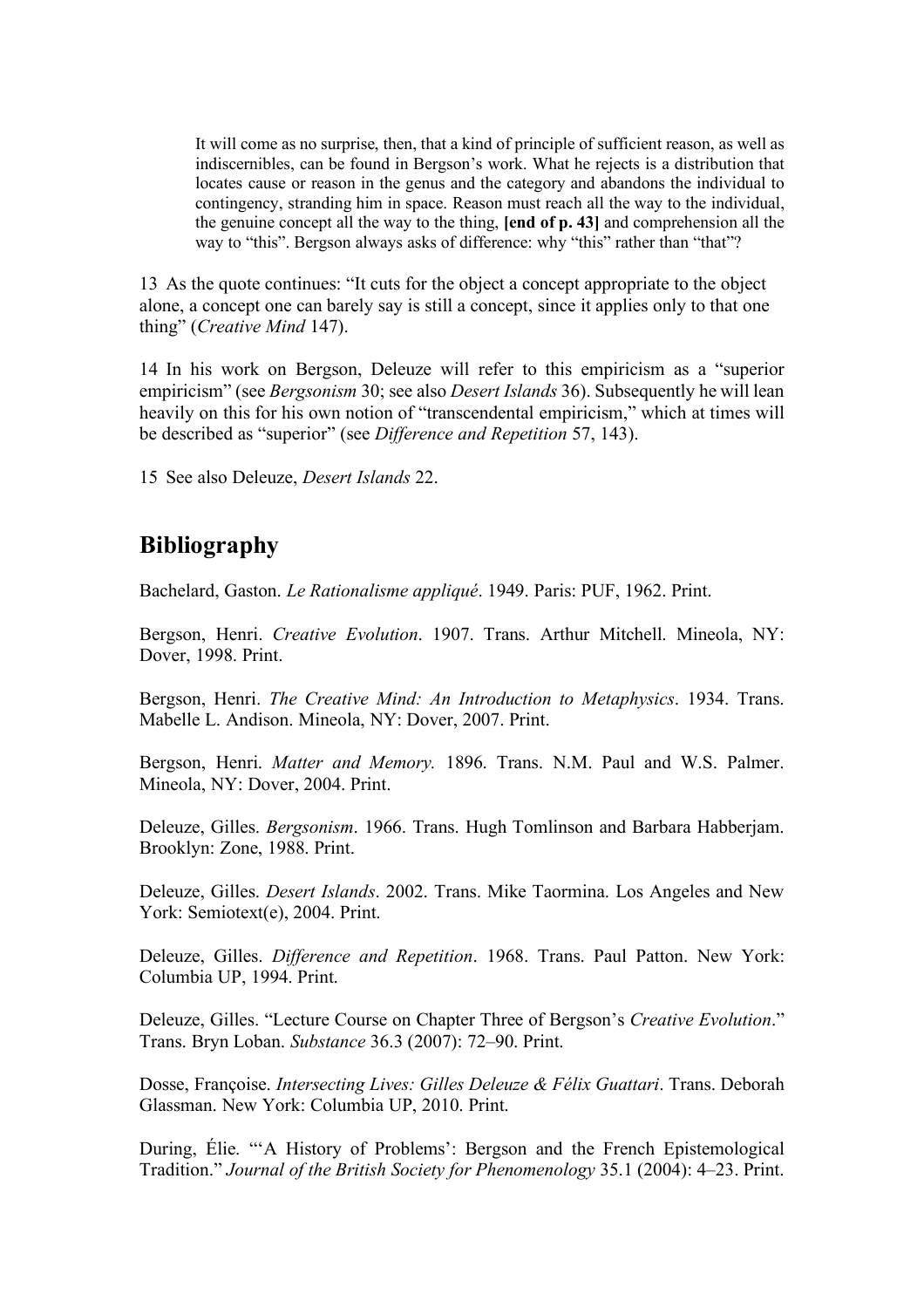> It will come as no surprise, then, that a kind of principle of sufficient reason, as well as indiscernibles, can be found in Bergson's work. What he rejects is a distribution that locates cause or reason in the genus and the category and abandons the individual to contingency, stranding him in space. Reason must reach all the way to the individual, the genuine concept all the way to the thing, **[end of p. 43]** and comprehension all the way to "this". Bergson always asks of difference: why "this" rather than "that"?

13 As the quote continues: "It cuts for the object a concept appropriate to the object alone, a concept one can barely say is still a concept, since it applies only to that one thing" (*Creative Mind* 147).

14 In his work on Bergson, Deleuze will refer to this empiricism as a "superior empiricism" (see *Bergsonism* 30; see also *Desert Islands* 36). Subsequently he will lean heavily on this for his own notion of "transcendental empiricism," which at times will be described as "superior" (see *Difference and Repetition* 57, 143).

15 See also Deleuze, *Desert Islands* 22.

## Bibliography

Bachelard, Gaston. *Le Rationalisme appliqué*. 1949. Paris: PUF, 1962. Print.

Bergson, Henri. *Creative Evolution*. 1907. Trans. Arthur Mitchell. Mineola, NY: Dover, 1998. Print.

Bergson, Henri. *The Creative Mind: An Introduction to Metaphysics*. 1934. Trans. Mabelle L. Andison. Mineola, NY: Dover, 2007. Print.

Bergson, Henri. *Matter and Memory.* 1896. Trans. N.M. Paul and W.S. Palmer. Mineola, NY: Dover, 2004. Print.

Deleuze, Gilles. *Bergsonism*. 1966. Trans. Hugh Tomlinson and Barbara Habberjam. Brooklyn: Zone, 1988. Print.

Deleuze, Gilles. *Desert Islands*. 2002. Trans. Mike Taormina. Los Angeles and New York: Semiotext(e), 2004. Print.

Deleuze, Gilles. *Difference and Repetition*. 1968. Trans. Paul Patton. New York: Columbia UP, 1994. Print.

Deleuze, Gilles. "Lecture Course on Chapter Three of Bergson's *Creative Evolution*." Trans. Bryn Loban. *Substance* 36.3 (2007): 72–90. Print.

Dosse, Françoise. *Intersecting Lives: Gilles Deleuze & Félix Guattari*. Trans. Deborah Glassman. New York: Columbia UP, 2010. Print.

During, Élie. "'A History of Problems': Bergson and the French Epistemological Tradition." *Journal of the British Society for Phenomenology* 35.1 (2004): 4–23. Print.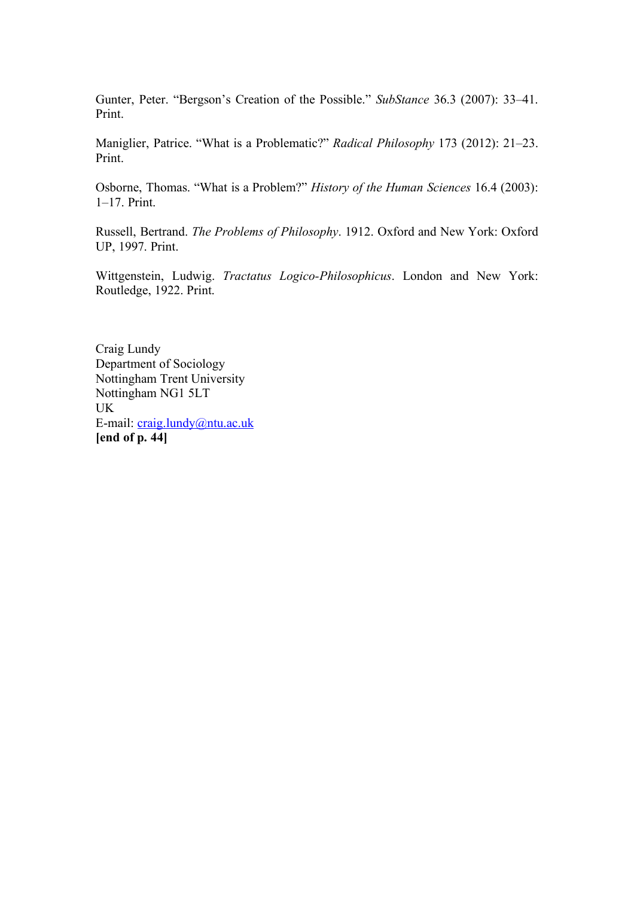Gunter, Peter. “Bergson’s Creation of the Possible.” *SubStance* 36.3 (2007): 33–41. Print.

Maniglier, Patrice. “What is a Problematic?” *Radical Philosophy* 173 (2012): 21–23. Print.

Osborne, Thomas. “What is a Problem?” *History of the Human Sciences* 16.4 (2003): 1–17. Print.

Russell, Bertrand. *The Problems of Philosophy*. 1912. Oxford and New York: Oxford UP, 1997. Print.

Wittgenstein, Ludwig. *Tractatus Logico-Philosophicus*. London and New York: Routledge, 1922. Print.

Craig Lundy
Department of Sociology
Nottingham Trent University
Nottingham NG1 5LT
UK
E-mail: craig.lundy@ntu.ac.uk
**[end of p. 44]**